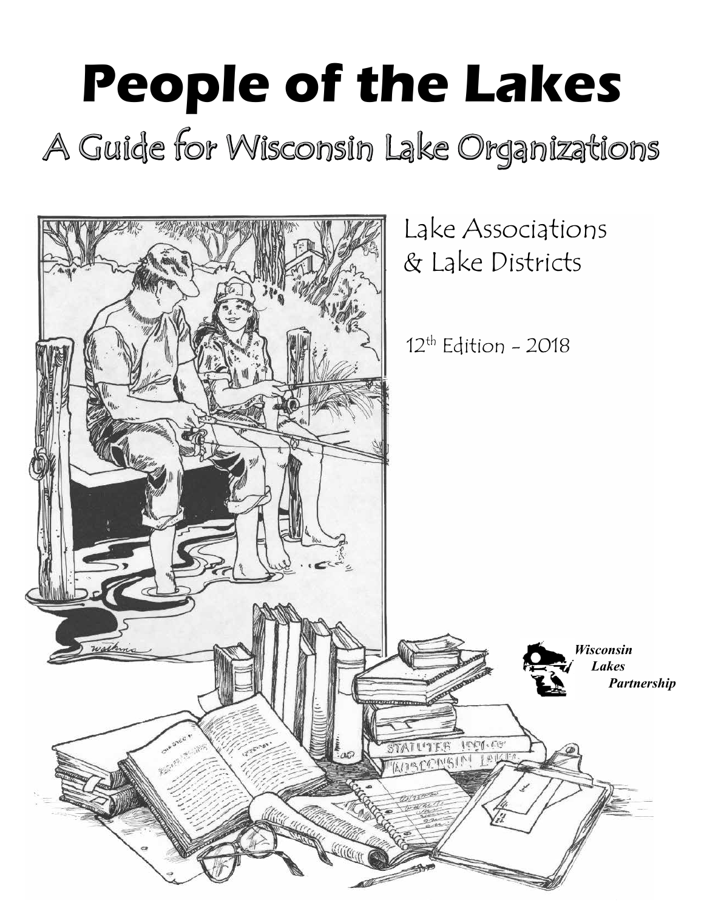# People of the Lakes

## A Guide for Wisconsin Lake Organizations

Lake Associations
& Lake Districts

12th Edition - 2018

*Wisconsin Lakes Partnership*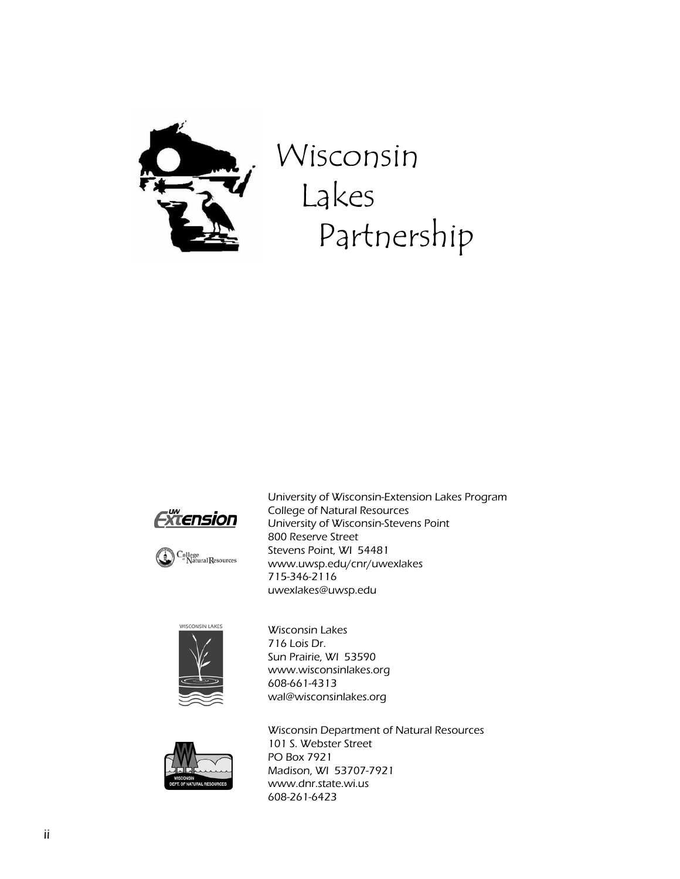# Wisconsin Lakes Partnership

University of Wisconsin-Extension Lakes Program
College of Natural Resources
University of Wisconsin-Stevens Point
800 Reserve Street
Stevens Point, WI 54481
www.uwsp.edu/cnr/uwexlakes
715-346-2116
uwexlakes@uwsp.edu

Wisconsin Lakes
716 Lois Dr.
Sun Prairie, WI 53590
www.wisconsinlakes.org
608-661-4313
wal@wisconsinlakes.org

Wisconsin Department of Natural Resources
101 S. Webster Street
PO Box 7921
Madison, WI 53707-7921
www.dnr.state.wi.us
608-261-6423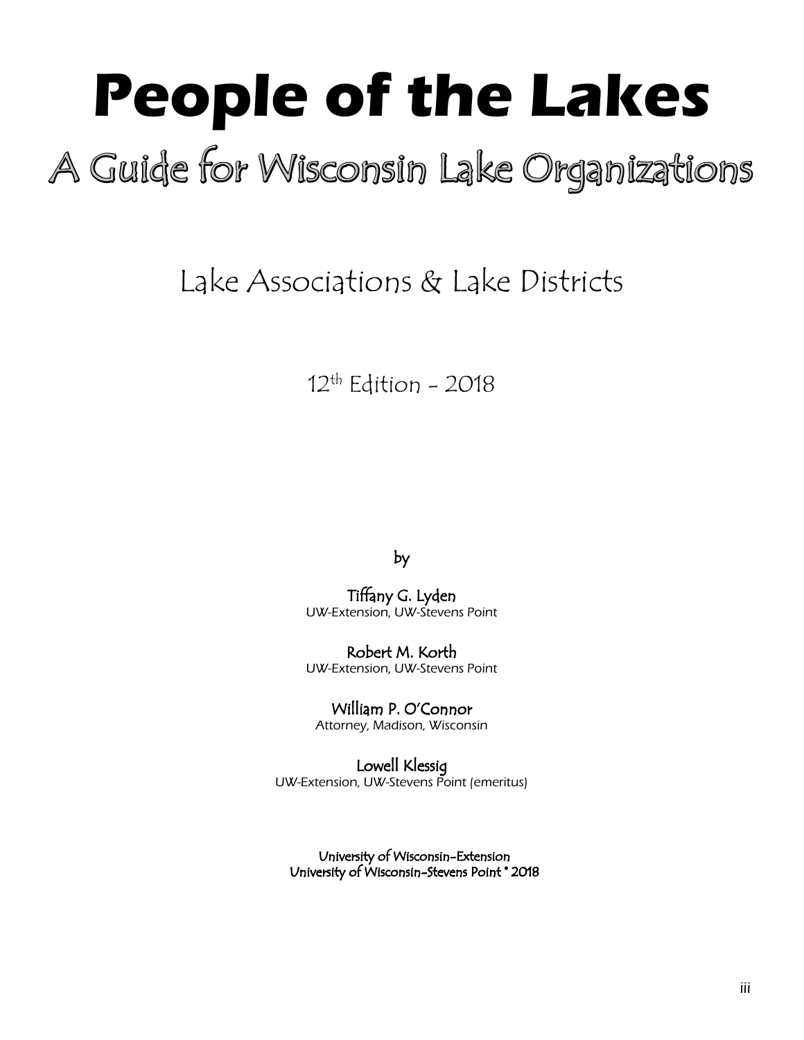# People of the Lakes

## A Guide for Wisconsin Lake Organizations

Lake Associations & Lake Districts

12th Edition - 2018

by

Tiffany G. Lyden
UW-Extension, UW-Stevens Point

Robert M. Korth
UW-Extension, UW-Stevens Point

William P. O'Connor
*Attorney, Madison, Wisconsin*

Lowell Klessig
UW-Extension, UW-Stevens Point (emeritus)

University of Wisconsin-Extension
University of Wisconsin-Stevens Point • 2018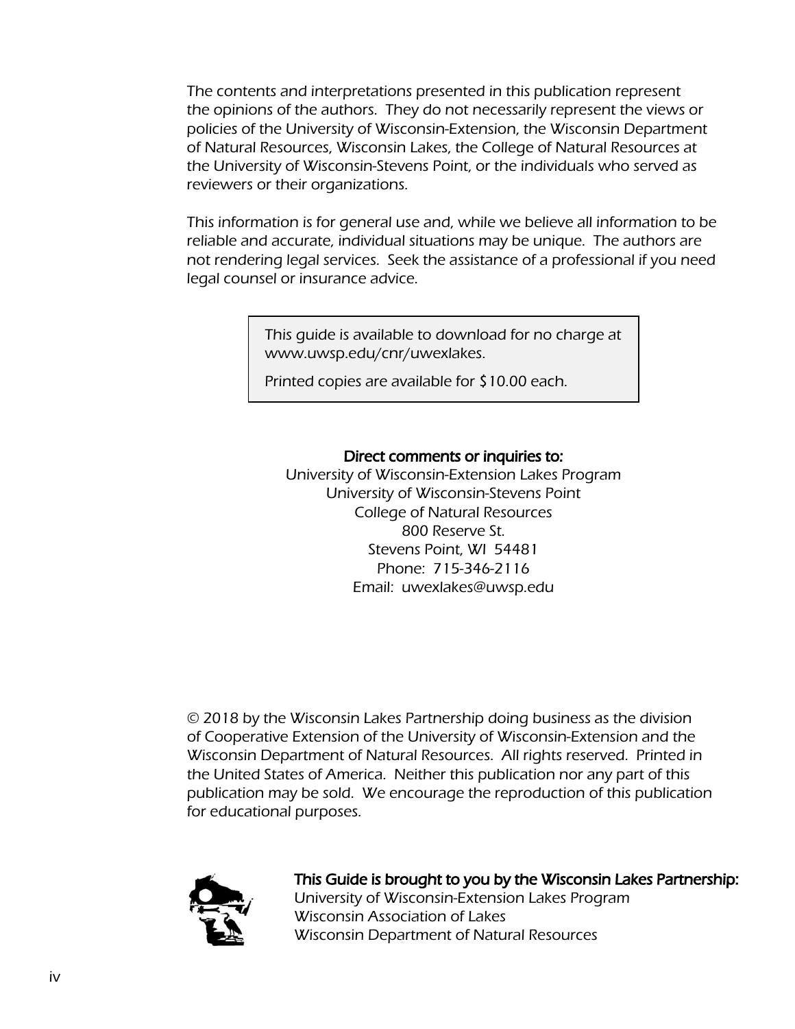The contents and interpretations presented in this publication represent the opinions of the authors. They do not necessarily represent the views or policies of the University of Wisconsin-Extension, the Wisconsin Department of Natural Resources, Wisconsin Lakes, the College of Natural Resources at the University of Wisconsin-Stevens Point, or the individuals who served as reviewers or their organizations.

This information is for general use and, while we believe all information to be reliable and accurate, individual situations may be unique. The authors are not rendering legal services. Seek the assistance of a professional if you need legal counsel or insurance advice.

> This guide is available to download for no charge at www.uwsp.edu/cnr/uwexlakes.
>
> Printed copies are available for $10.00 each.

**Direct comments or inquiries to:**
University of Wisconsin-Extension Lakes Program
University of Wisconsin-Stevens Point
College of Natural Resources
800 Reserve St.
Stevens Point, WI 54481
Phone: 715-346-2116
Email: uwexlakes@uwsp.edu

© 2018 by the Wisconsin Lakes Partnership doing business as the division of Cooperative Extension of the University of Wisconsin-Extension and the Wisconsin Department of Natural Resources. All rights reserved. Printed in the United States of America. Neither this publication nor any part of this publication may be sold. We encourage the reproduction of this publication for educational purposes.

**This Guide is brought to you by the Wisconsin Lakes Partnership:**
University of Wisconsin-Extension Lakes Program
Wisconsin Association of Lakes
Wisconsin Department of Natural Resources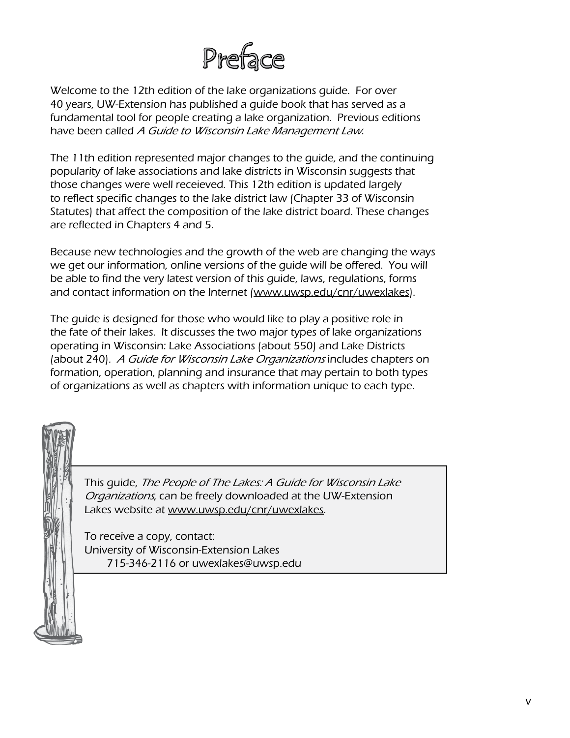# Preface

Welcome to the 12th edition of the lake organizations guide. For over 40 years, UW-Extension has published a guide book that has served as a fundamental tool for people creating a lake organization. Previous editions have been called *A Guide to Wisconsin Lake Management Law*.

The 11th edition represented major changes to the guide, and the continuing popularity of lake associations and lake districts in Wisconsin suggests that those changes were well receieved. This 12th edition is updated largely to reflect specific changes to the lake district law (Chapter 33 of Wisconsin Statutes) that affect the composition of the lake district board. These changes are reflected in Chapters 4 and 5.

Because new technologies and the growth of the web are changing the ways we get our information, online versions of the guide will be offered. You will be able to find the very latest version of this guide, laws, regulations, forms and contact information on the Internet (www.uwsp.edu/cnr/uwexlakes).

The guide is designed for those who would like to play a positive role in the fate of their lakes. It discusses the two major types of lake organizations operating in Wisconsin: Lake Associations (about 550) and Lake Districts (about 240). *A Guide for Wisconsin Lake Organizations* includes chapters on formation, operation, planning and insurance that may pertain to both types of organizations as well as chapters with information unique to each type.

This guide, *The People of The Lakes: A Guide for Wisconsin Lake Organizations*, can be freely downloaded at the UW-Extension Lakes website at www.uwsp.edu/cnr/uwexlakes.

To receive a copy, contact:
University of Wisconsin-Extension Lakes
715-346-2116 or uwexlakes@uwsp.edu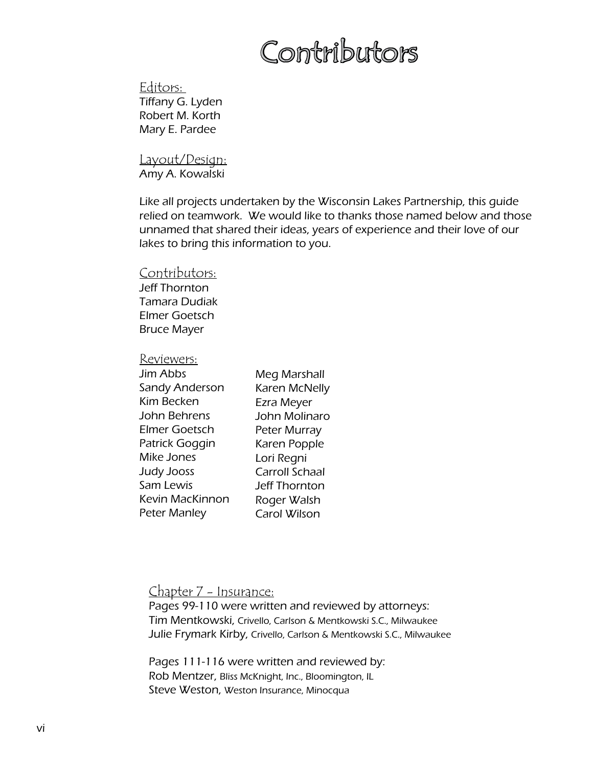# Contributors

Editors:
Tiffany G. Lyden
Robert M. Korth
Mary E. Pardee

Layout/Design:
Amy A. Kowalski

Like all projects undertaken by the Wisconsin Lakes Partnership, this guide relied on teamwork. We would like to thanks those named below and those unnamed that shared their ideas, years of experience and their love of our lakes to bring this information to you.

Contributors:
Jeff Thornton
Tamara Dudiak
Elmer Goetsch
Bruce Mayer

Reviewers:
Jim Abbs
Sandy Anderson
Kim Becken
John Behrens
Elmer Goetsch
Patrick Goggin
Mike Jones
Judy Jooss
Sam Lewis
Kevin MacKinnon
Peter Manley
Meg Marshall
Karen McNelly
Ezra Meyer
John Molinaro
Peter Murray
Karen Popple
Lori Regni
Carroll Schaal
Jeff Thornton
Roger Walsh
Carol Wilson

Chapter 7 - Insurance:
Pages 99-110 were written and reviewed by attorneys:
Tim Mentkowski, Crivello, Carlson & Mentkowski S.C., Milwaukee
Julie Frymark Kirby, Crivello, Carlson & Mentkowski S.C., Milwaukee

Pages 111-116 were written and reviewed by:
Rob Mentzer, Bliss McKnight, Inc., Bloomington, IL
Steve Weston, Weston Insurance, Minocqua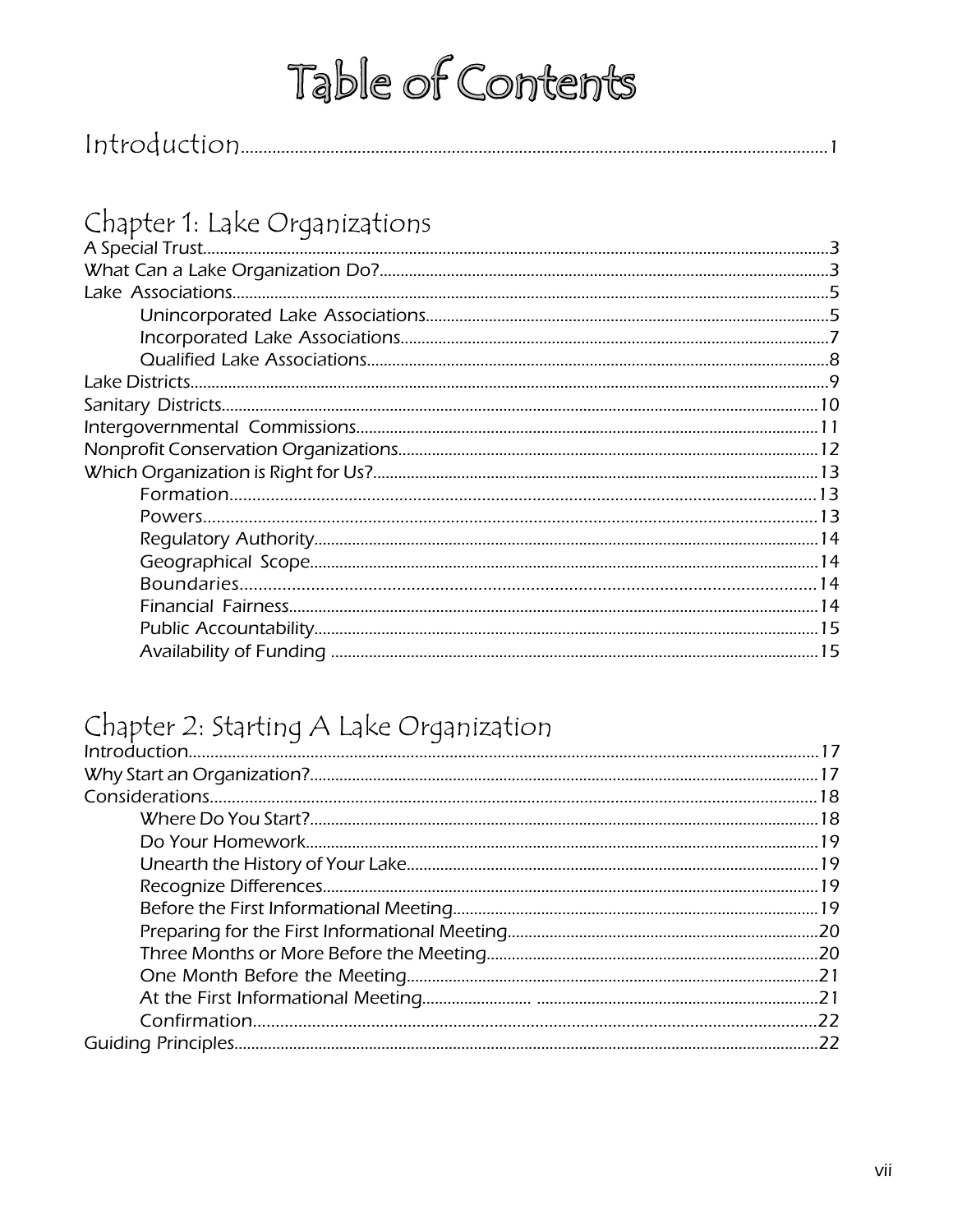# Table of Contents

Introduction....................................................................................................................1

## Chapter 1: Lake Organizations

A Special Trust....................................................................................................................3
What Can a Lake Organization Do?....................................................................................3
Lake Associations................................................................................................................5
- Unincorporated Lake Associations................................................................................5
- Incorporated Lake Associations.....................................................................................7
- Qualified Lake Associations...........................................................................................8

Lake Districts.......................................................................................................................9
Sanitary Districts................................................................................................................10
Intergovernmental Commissions.......................................................................................11
Nonprofit Conservation Organizations...............................................................................12
Which Organization is Right for Us?..................................................................................13
- Formation......................................................................................................................13
- Powers..........................................................................................................................13
- Regulatory Authority.....................................................................................................14
- Geographical Scope......................................................................................................14
- Boundaries....................................................................................................................14
- Financial Fairness.........................................................................................................14
- Public Accountability.....................................................................................................15
- Availability of Funding..................................................................................................15

## Chapter 2: Starting A Lake Organization

Introduction........................................................................................................................17
Why Start an Organization?...............................................................................................17
Considerations...................................................................................................................18
- Where Do You Start?....................................................................................................18
- Do Your Homework.......................................................................................................19
- Unearth the History of Your Lake..................................................................................19
- Recognize Differences..................................................................................................19
- Before the First Informational Meeting.........................................................................19
- Preparing for the First Informational Meeting...............................................................20
- Three Months or More Before the Meeting...................................................................20
- One Month Before the Meeting.....................................................................................21
- At the First Informational Meeting................................................................................21
- Confirmation..................................................................................................................22

Guiding Principles..............................................................................................................22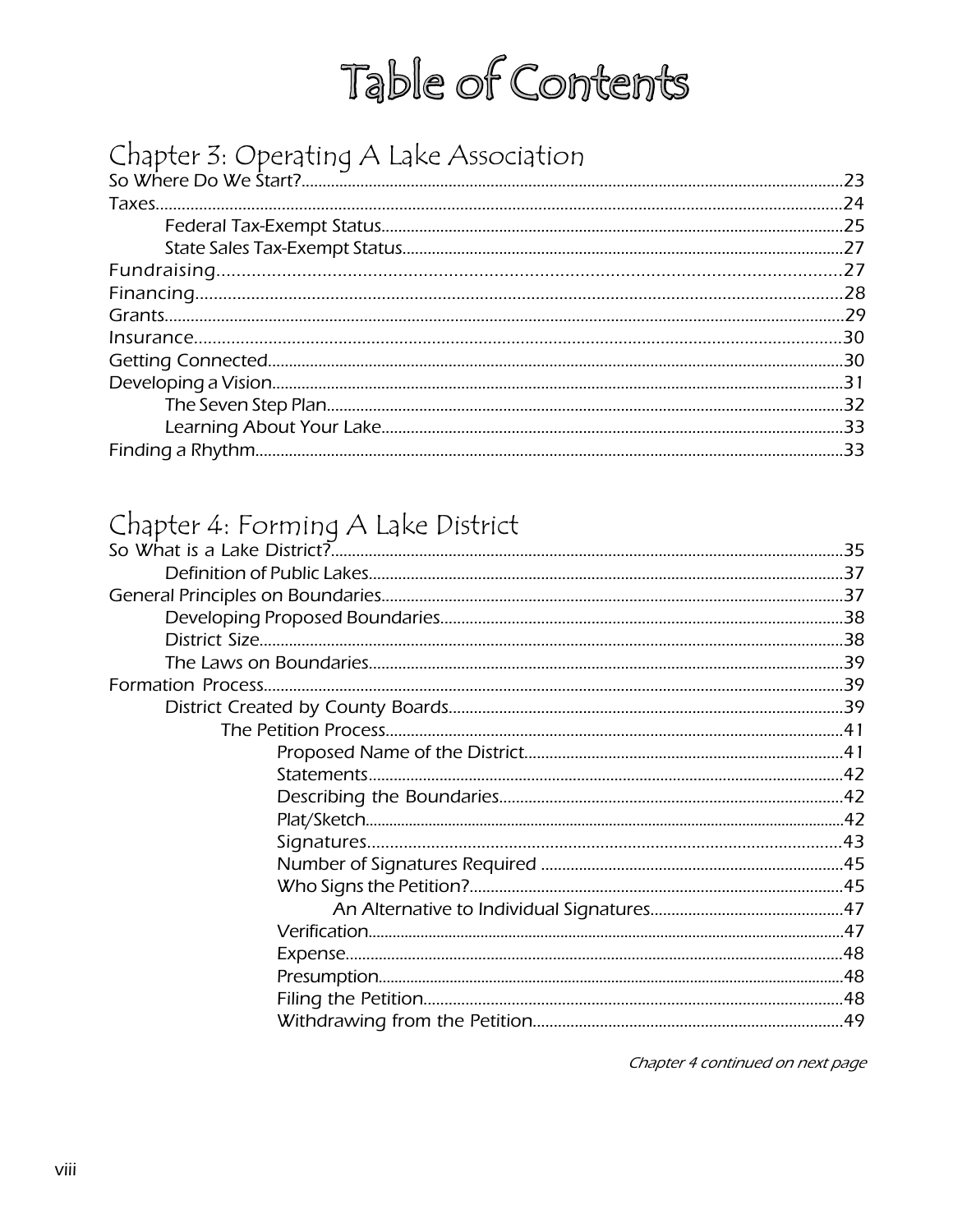# Table of Contents

## Chapter 3: Operating A Lake Association

So Where Do We Start?....23
Taxes....24
- Federal Tax-Exempt Status....25
- State Sales Tax-Exempt Status....27

Fundraising....27
Financing....28
Grants....29
Insurance....30
Getting Connected....30
Developing a Vision....31
- The Seven Step Plan....32
- Learning About Your Lake....33

Finding a Rhythm....33

## Chapter 4: Forming A Lake District

So What is a Lake District?....35
- Definition of Public Lakes....37

General Principles on Boundaries....37
- Developing Proposed Boundaries....38
- District Size....38
- The Laws on Boundaries....39

Formation Process....39
- District Created by County Boards....39
  - The Petition Process....41
    - Proposed Name of the District....41
    - Statements....42
    - Describing the Boundaries....42
    - Plat/Sketch....42
    - Signatures....43
    - Number of Signatures Required....45
    - Who Signs the Petition?....45
      - An Alternative to Individual Signatures....47
    - Verification....47
    - Expense....48
    - Presumption....48
    - Filing the Petition....48
    - Withdrawing from the Petition....49

*Chapter 4 continued on next page*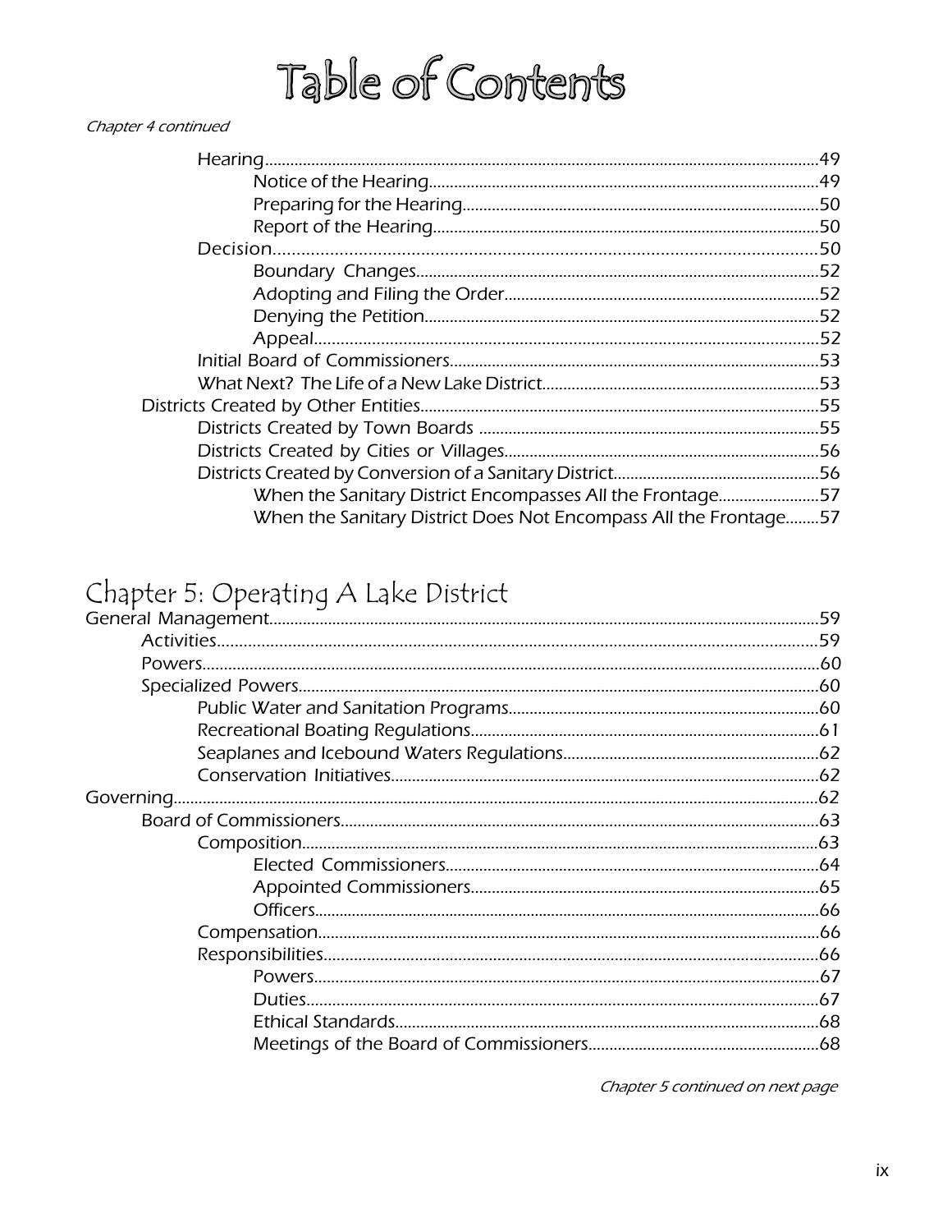# Table of Contents

*Chapter 4 continued*

- Hearing.....49
  - Notice of the Hearing.....49
  - Preparing for the Hearing.....50
  - Report of the Hearing.....50
- Decision.....50
  - Boundary Changes.....52
  - Adopting and Filing the Order.....52
  - Denying the Petition.....52
  - Appeal.....52
- Initial Board of Commissioners.....53
- What Next? The Life of a New Lake District.....53

Districts Created by Other Entities.....55
- Districts Created by Town Boards.....55
- Districts Created by Cities or Villages.....56
- Districts Created by Conversion of a Sanitary District.....56
  - When the Sanitary District Encompasses All the Frontage.....57
  - When the Sanitary District Does Not Encompass All the Frontage.....57

## Chapter 5: Operating A Lake District

General Management.....59
- Activities.....59
- Powers.....60
- Specialized Powers.....60
  - Public Water and Sanitation Programs.....60
  - Recreational Boating Regulations.....61
  - Seaplanes and Icebound Waters Regulations.....62
  - Conservation Initiatives.....62

Governing.....62
- Board of Commissioners.....63
  - Composition.....63
    - Elected Commissioners.....64
    - Appointed Commissioners.....65
    - Officers.....66
  - Compensation.....66
  - Responsibilities.....66
    - Powers.....67
    - Duties.....67
    - Ethical Standards.....68
    - Meetings of the Board of Commissioners.....68

*Chapter 5 continued on next page*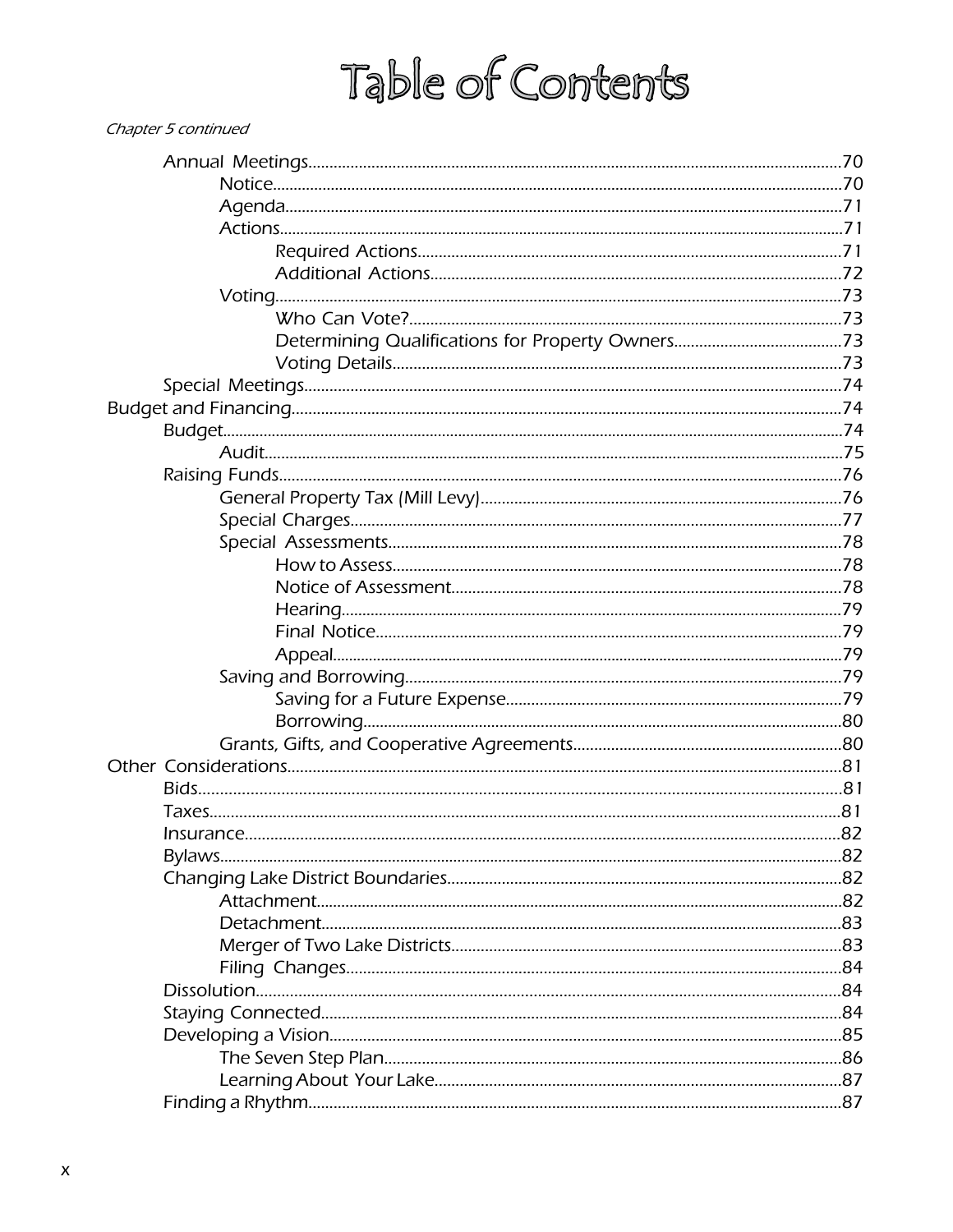# Table of Contents

*Chapter 5 continued*

- Annual Meetings........70
  - Notice........70
  - Agenda........71
  - Actions........71
    - Required Actions........71
    - Additional Actions........72
  - Voting........73
    - Who Can Vote?........73
    - Determining Qualifications for Property Owners........73
    - Voting Details........73
- Special Meetings........74

Budget and Financing........74

- Budget........74
  - Audit........75
- Raising Funds........76
  - General Property Tax (Mill Levy)........76
  - Special Charges........77
  - Special Assessments........78
    - How to Assess........78
    - Notice of Assessment........78
    - Hearing........79
    - Final Notice........79
    - Appeal........79
  - Saving and Borrowing........79
    - Saving for a Future Expense........79
    - Borrowing........80
  - Grants, Gifts, and Cooperative Agreements........80

Other Considerations........81

- Bids........81
- Taxes........81
- Insurance........82
- Bylaws........82
- Changing Lake District Boundaries........82
  - Attachment........82
  - Detachment........83
  - Merger of Two Lake Districts........83
  - Filing Changes........84
- Dissolution........84
- Staying Connected........84
- Developing a Vision........85
  - The Seven Step Plan........86
  - Learning About Your Lake........87
- Finding a Rhythm........87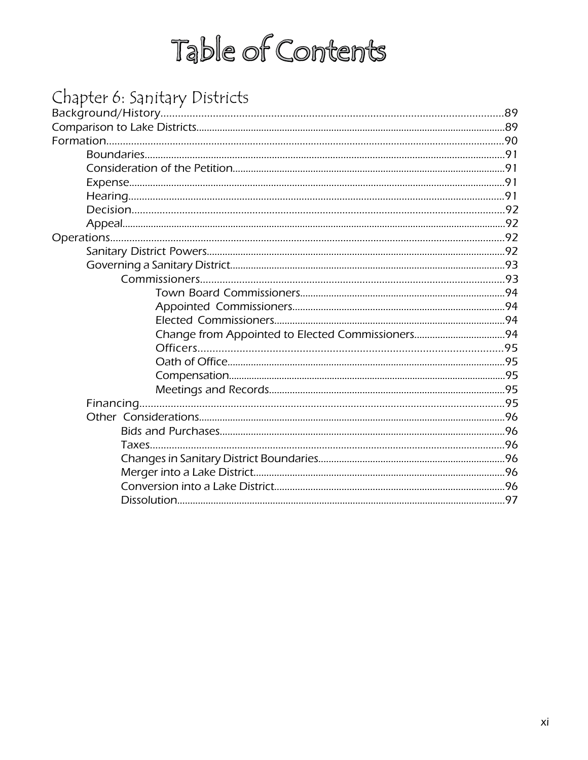# Table of Contents

## Chapter 6: Sanitary Districts

Background/History.....89

Comparison to Lake Districts.....89

Formation.....90

- Boundaries.....91
- Consideration of the Petition.....91
- Expense.....91
- Hearing.....91
- Decision.....92
- Appeal.....92

Operations.....92

- Sanitary District Powers.....92
- Governing a Sanitary District.....93
  - Commissioners.....93
    - Town Board Commissioners.....94
    - Appointed Commissioners.....94
    - Elected Commissioners.....94
    - Change from Appointed to Elected Commissioners.....94
    - Officers.....95
    - Oath of Office.....95
    - Compensation.....95
    - Meetings and Records.....95
- Financing.....95
- Other Considerations.....96
  - Bids and Purchases.....96
  - Taxes.....96
  - Changes in Sanitary District Boundaries.....96
  - Merger into a Lake District.....96
  - Conversion into a Lake District.....96
  - Dissolution.....97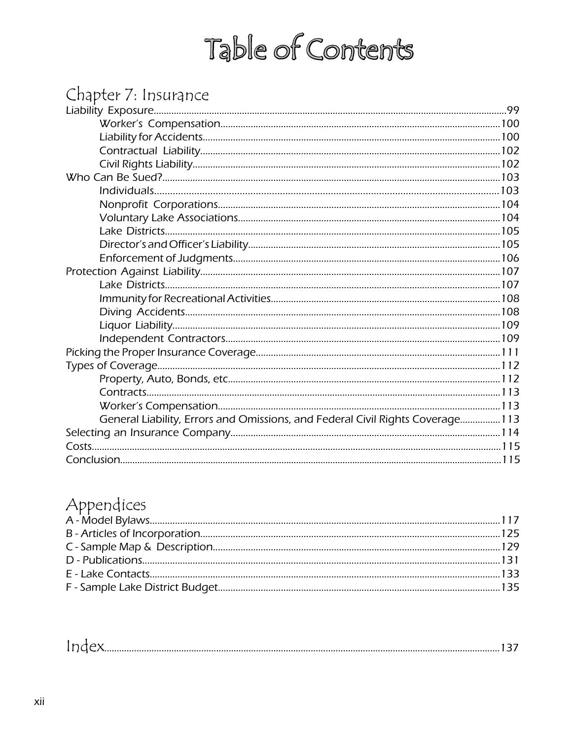# Table of Contents

## Chapter 7: Insurance

Liability Exposure....99
- Worker's Compensation....100
- Liability for Accidents....100
- Contractual Liability....102
- Civil Rights Liability....102

Who Can Be Sued?....103
- Individuals....103
- Nonprofit Corporations....104
- Voluntary Lake Associations....104
- Lake Districts....105
- Director's and Officer's Liability....105
- Enforcement of Judgments....106

Protection Against Liability....107
- Lake Districts....107
- Immunity for Recreational Activities....108
- Diving Accidents....108
- Liquor Liability....109
- Independent Contractors....109

Picking the Proper Insurance Coverage....111

Types of Coverage....112
- Property, Auto, Bonds, etc....112
- Contracts....113
- Worker's Compensation....113
- General Liability, Errors and Omissions, and Federal Civil Rights Coverage....113

Selecting an Insurance Company....114

Costs....115

Conclusion....115

## Appendices

A - Model Bylaws....117

B - Articles of Incorporation....125

C - Sample Map & Description....129

D - Publications....131

E - Lake Contacts....133

F - Sample Lake District Budget....135

## Index....137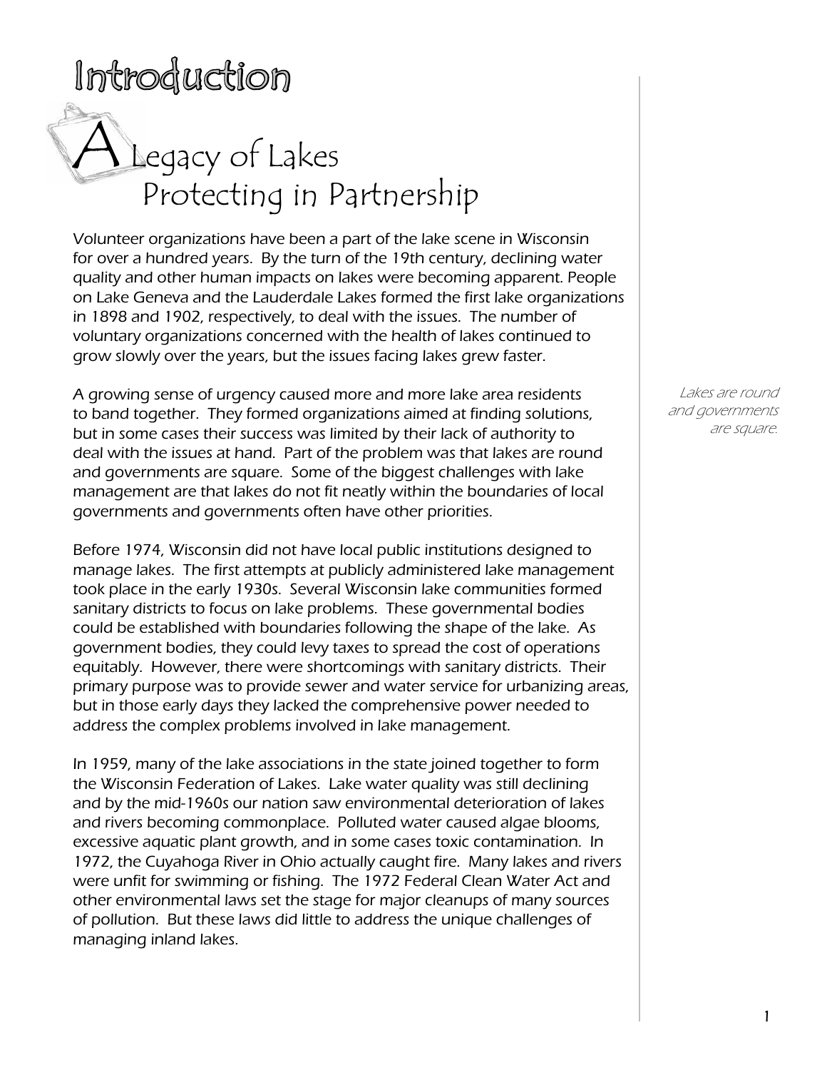# Introduction

## A Legacy of Lakes
## Protecting in Partnership

Volunteer organizations have been a part of the lake scene in Wisconsin for over a hundred years. By the turn of the 19th century, declining water quality and other human impacts on lakes were becoming apparent. People on Lake Geneva and the Lauderdale Lakes formed the first lake organizations in 1898 and 1902, respectively, to deal with the issues. The number of voluntary organizations concerned with the health of lakes continued to grow slowly over the years, but the issues facing lakes grew faster.

A growing sense of urgency caused more and more lake area residents to band together. They formed organizations aimed at finding solutions, but in some cases their success was limited by their lack of authority to deal with the issues at hand. Part of the problem was that lakes are round and governments are square. Some of the biggest challenges with lake management are that lakes do not fit neatly within the boundaries of local governments and governments often have other priorities.

*Lakes are round and governments are square.*

Before 1974, Wisconsin did not have local public institutions designed to manage lakes. The first attempts at publicly administered lake management took place in the early 1930s. Several Wisconsin lake communities formed sanitary districts to focus on lake problems. These governmental bodies could be established with boundaries following the shape of the lake. As government bodies, they could levy taxes to spread the cost of operations equitably. However, there were shortcomings with sanitary districts. Their primary purpose was to provide sewer and water service for urbanizing areas, but in those early days they lacked the comprehensive power needed to address the complex problems involved in lake management.

In 1959, many of the lake associations in the state joined together to form the Wisconsin Federation of Lakes. Lake water quality was still declining and by the mid-1960s our nation saw environmental deterioration of lakes and rivers becoming commonplace. Polluted water caused algae blooms, excessive aquatic plant growth, and in some cases toxic contamination. In 1972, the Cuyahoga River in Ohio actually caught fire. Many lakes and rivers were unfit for swimming or fishing. The 1972 Federal Clean Water Act and other environmental laws set the stage for major cleanups of many sources of pollution. But these laws did little to address the unique challenges of managing inland lakes.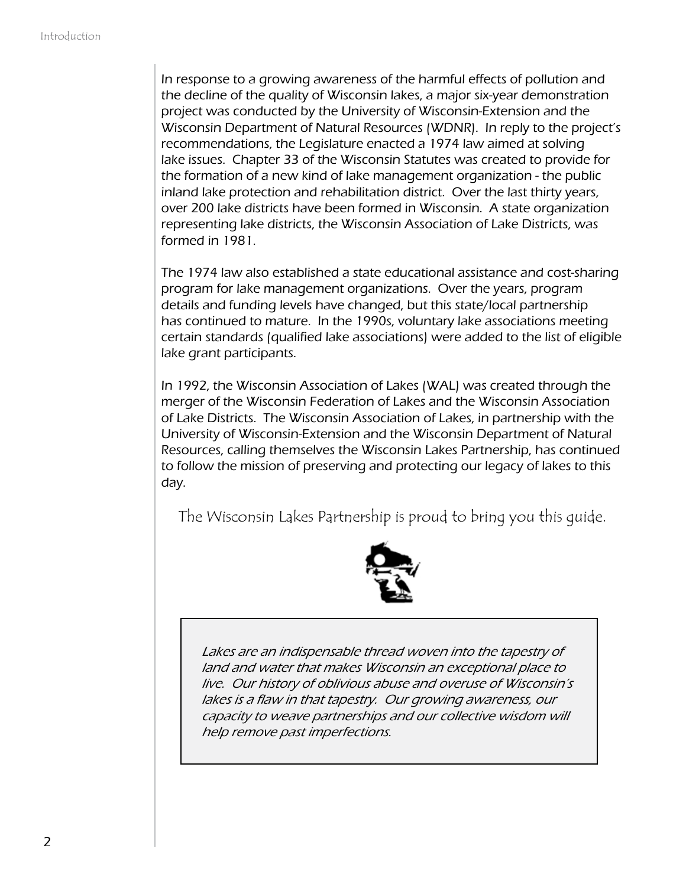In response to a growing awareness of the harmful effects of pollution and the decline of the quality of Wisconsin lakes, a major six-year demonstration project was conducted by the University of Wisconsin-Extension and the Wisconsin Department of Natural Resources (WDNR). In reply to the project's recommendations, the Legislature enacted a 1974 law aimed at solving lake issues. Chapter 33 of the Wisconsin Statutes was created to provide for the formation of a new kind of lake management organization - the public inland lake protection and rehabilitation district. Over the last thirty years, over 200 lake districts have been formed in Wisconsin. A state organization representing lake districts, the Wisconsin Association of Lake Districts, was formed in 1981.

The 1974 law also established a state educational assistance and cost-sharing program for lake management organizations. Over the years, program details and funding levels have changed, but this state/local partnership has continued to mature. In the 1990s, voluntary lake associations meeting certain standards (qualified lake associations) were added to the list of eligible lake grant participants.

In 1992, the Wisconsin Association of Lakes (WAL) was created through the merger of the Wisconsin Federation of Lakes and the Wisconsin Association of Lake Districts. The Wisconsin Association of Lakes, in partnership with the University of Wisconsin-Extension and the Wisconsin Department of Natural Resources, calling themselves the Wisconsin Lakes Partnership, has continued to follow the mission of preserving and protecting our legacy of lakes to this day.

The Wisconsin Lakes Partnership is proud to bring you this guide.

*Lakes are an indispensable thread woven into the tapestry of land and water that makes Wisconsin an exceptional place to live. Our history of oblivious abuse and overuse of Wisconsin's lakes is a flaw in that tapestry. Our growing awareness, our capacity to weave partnerships and our collective wisdom will help remove past imperfections.*